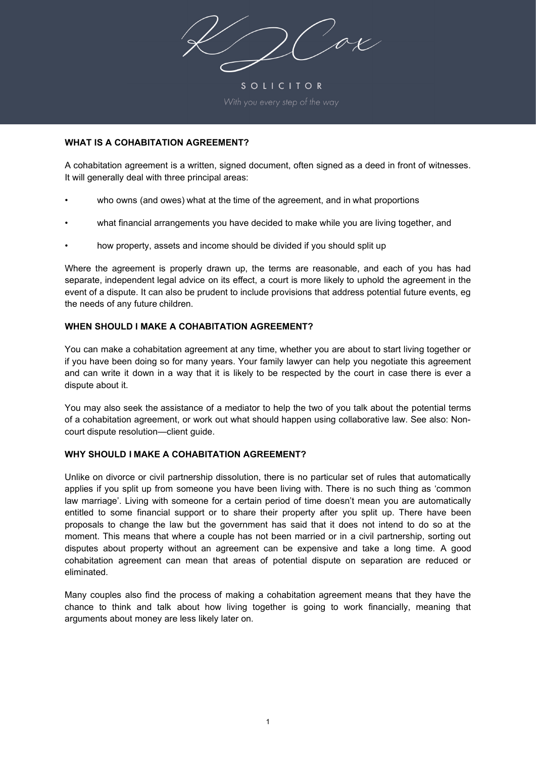KJ Cox

SOLICITOR

*With you every step of the way*

## WHAT IS A COHABITATION AGREEMENT?

A cohabitation agreement is a written, signed document, often signed as a deed in front of witnesses. It will generally deal with three principal areas:

- who owns (and owes) what at the time of the agreement, and in what proportions
- what financial arrangements you have decided to make while you are living together, and
- how property, assets and income should be divided if you should split up

Where the agreement is properly drawn up, the terms are reasonable, and each of you has had separate, independent legal advice on its effect, a court is more likely to uphold the agreement in the event of a dispute. It can also be prudent to include provisions that address potential future events, eg the needs of any future children.

## WHEN SHOULD I MAKE A COHABITATION AGREEMENT?

You can make a cohabitation agreement at any time, whether you are about to start living together or if you have been doing so for many years. Your family lawyer can help you negotiate this agreement and can write it down in a way that it is likely to be respected by the court in case there is ever a dispute about it.

You may also seek the assistance of a mediator to help the two of you talk about the potential terms of a cohabitation agreement, or work out what should happen using collaborative law. See also: Non-court dispute resolution—client guide.

## WHY SHOULD I MAKE A COHABITATION AGREEMENT?

Unlike on divorce or civil partnership dissolution, there is no particular set of rules that automatically applies if you split up from someone you have been living with. There is no such thing as 'common law marriage'. Living with someone for a certain period of time doesn't mean you are automatically entitled to some financial support or to share their property after you split up. There have been proposals to change the law but the government has said that it does not intend to do so at the moment. This means that where a couple has not been married or in a civil partnership, sorting out disputes about property without an agreement can be expensive and take a long time. A good cohabitation agreement can mean that areas of potential dispute on separation are reduced or eliminated.

Many couples also find the process of making a cohabitation agreement means that they have the chance to think and talk about how living together is going to work financially, meaning that arguments about money are less likely later on.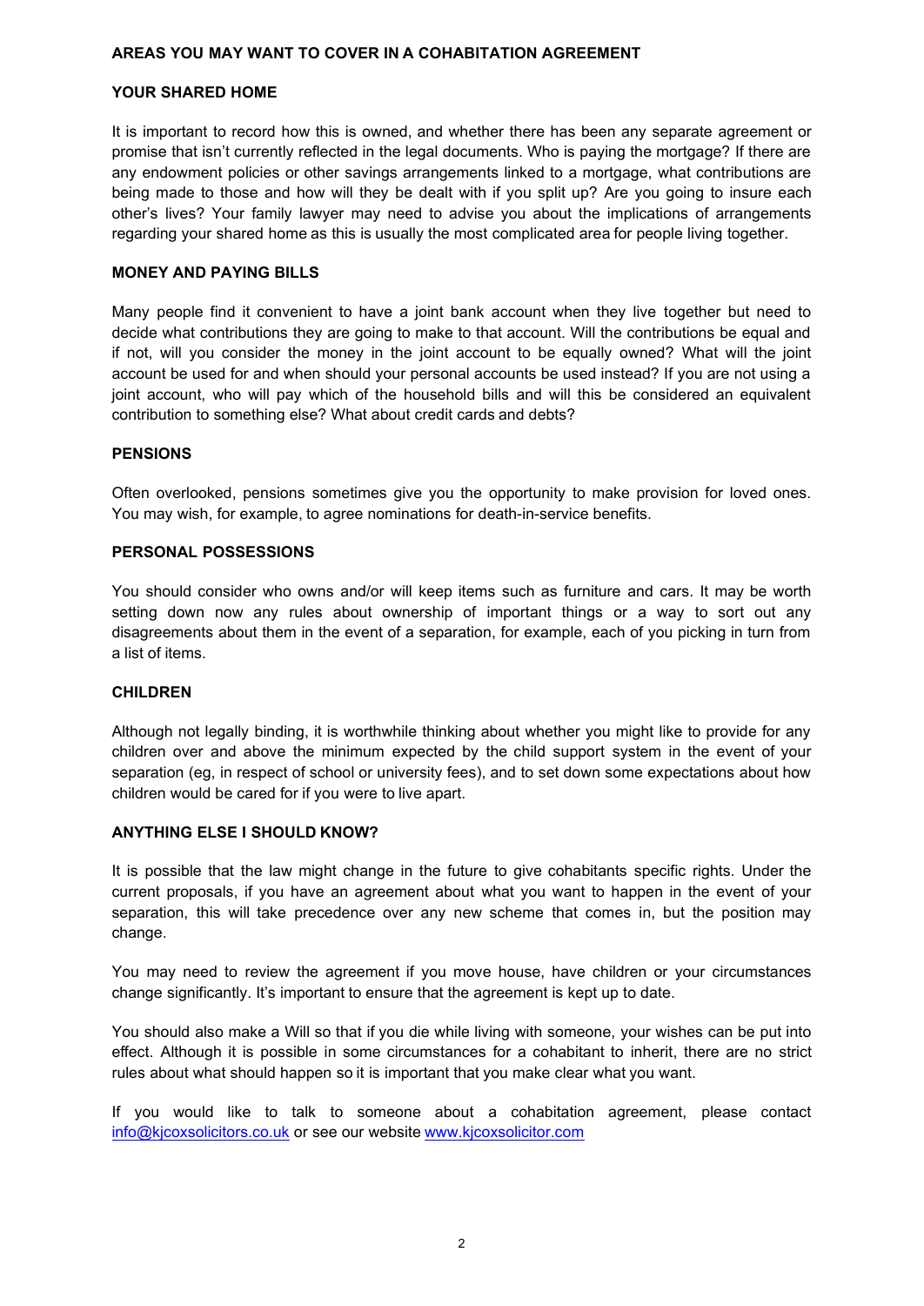## AREAS YOU MAY WANT TO COVER IN A COHABITATION AGREEMENT

### YOUR SHARED HOME

It is important to record how this is owned, and whether there has been any separate agreement or promise that isn't currently reflected in the legal documents. Who is paying the mortgage? If there are any endowment policies or other savings arrangements linked to a mortgage, what contributions are being made to those and how will they be dealt with if you split up? Are you going to insure each other's lives? Your family lawyer may need to advise you about the implications of arrangements regarding your shared home as this is usually the most complicated area for people living together.

### MONEY AND PAYING BILLS

Many people find it convenient to have a joint bank account when they live together but need to decide what contributions they are going to make to that account. Will the contributions be equal and if not, will you consider the money in the joint account to be equally owned? What will the joint account be used for and when should your personal accounts be used instead? If you are not using a joint account, who will pay which of the household bills and will this be considered an equivalent contribution to something else? What about credit cards and debts?

### PENSIONS

Often overlooked, pensions sometimes give you the opportunity to make provision for loved ones. You may wish, for example, to agree nominations for death-in-service benefits.

### PERSONAL POSSESSIONS

You should consider who owns and/or will keep items such as furniture and cars. It may be worth setting down now any rules about ownership of important things or a way to sort out any disagreements about them in the event of a separation, for example, each of you picking in turn from a list of items.

### CHILDREN

Although not legally binding, it is worthwhile thinking about whether you might like to provide for any children over and above the minimum expected by the child support system in the event of your separation (eg, in respect of school or university fees), and to set down some expectations about how children would be cared for if you were to live apart.

### ANYTHING ELSE I SHOULD KNOW?

It is possible that the law might change in the future to give cohabitants specific rights. Under the current proposals, if you have an agreement about what you want to happen in the event of your separation, this will take precedence over any new scheme that comes in, but the position may change.

You may need to review the agreement if you move house, have children or your circumstances change significantly. It's important to ensure that the agreement is kept up to date.

You should also make a Will so that if you die while living with someone, your wishes can be put into effect. Although it is possible in some circumstances for a cohabitant to inherit, there are no strict rules about what should happen so it is important that you make clear what you want.

If you would like to talk to someone about a cohabitation agreement, please contact [info@kjcoxsolicitors.co.uk](mailto:info@kjcoxsolicitors.co.uk) or see our website [www.kjcoxsolicitor.com](http://www.kjcoxsolicitor.com)